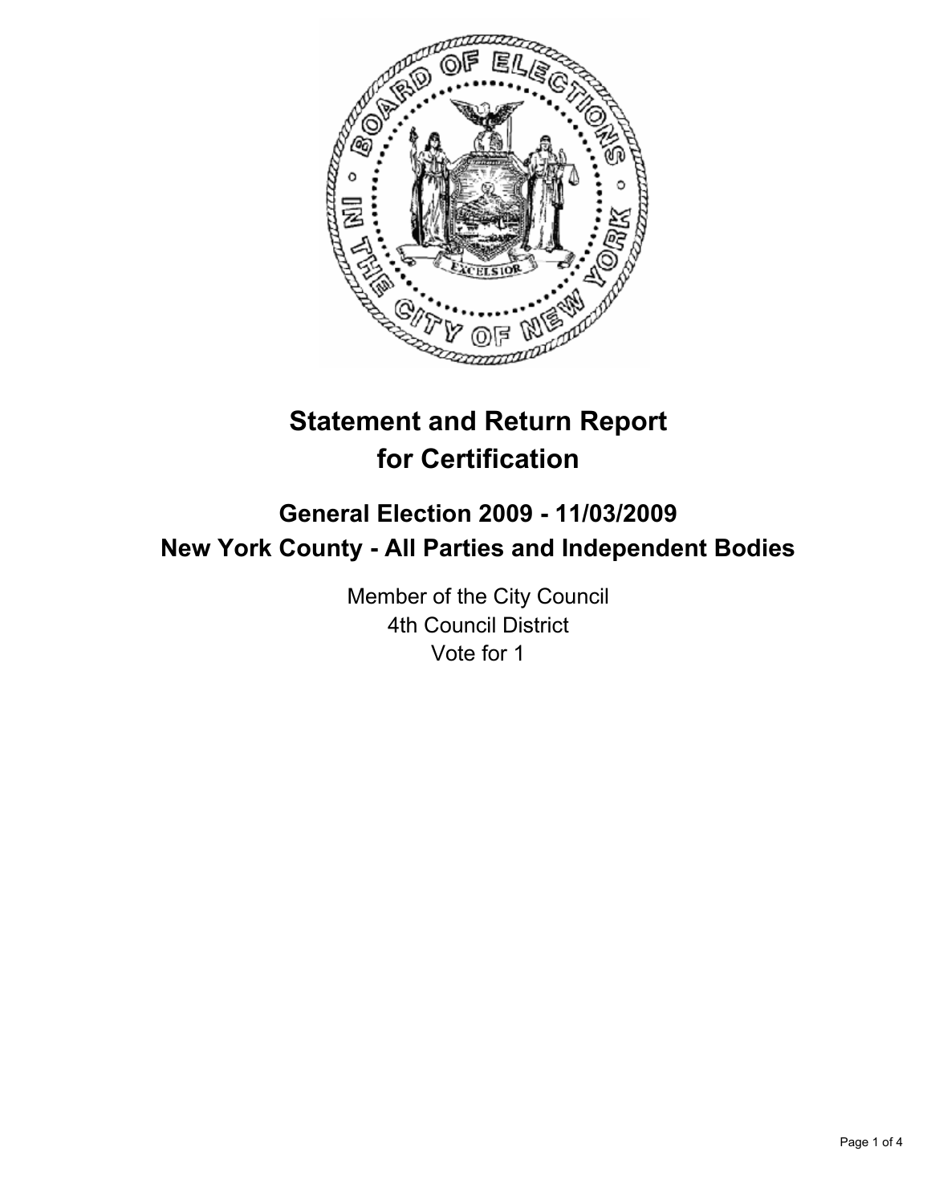# Statement and Return Report for Certification

## General Election 2009 - 11/03/2009
## New York County - All Parties and Independent Bodies

Member of the City Council
4th Council District
Vote for 1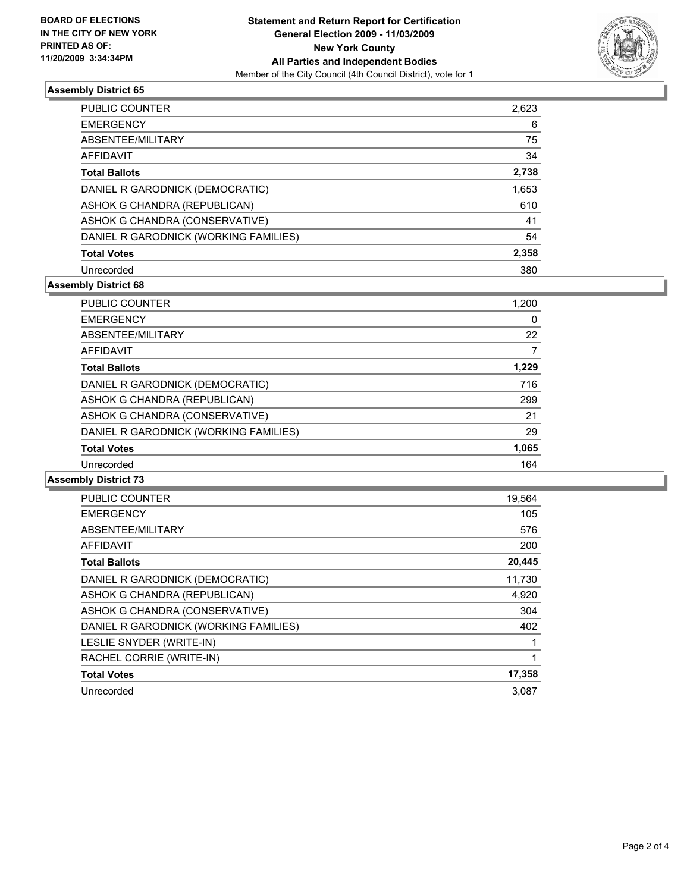**BOARD OF ELECTIONS IN THE CITY OF NEW YORK PRINTED AS OF: 11/20/2009 3:34:34PM**

**Statement and Return Report for Certification**
**General Election 2009 - 11/03/2009**
**New York County**
**All Parties and Independent Bodies**
Member of the City Council (4th Council District), vote for 1

### Assembly District 65

| | |
|---|---|
| PUBLIC COUNTER | 2,623 |
| EMERGENCY | 6 |
| ABSENTEE/MILITARY | 75 |
| AFFIDAVIT | 34 |
| **Total Ballots** | **2,738** |
| DANIEL R GARODNICK (DEMOCRATIC) | 1,653 |
| ASHOK G CHANDRA (REPUBLICAN) | 610 |
| ASHOK G CHANDRA (CONSERVATIVE) | 41 |
| DANIEL R GARODNICK (WORKING FAMILIES) | 54 |
| **Total Votes** | **2,358** |
| Unrecorded | 380 |

### Assembly District 68

| | |
|---|---|
| PUBLIC COUNTER | 1,200 |
| EMERGENCY | 0 |
| ABSENTEE/MILITARY | 22 |
| AFFIDAVIT | 7 |
| **Total Ballots** | **1,229** |
| DANIEL R GARODNICK (DEMOCRATIC) | 716 |
| ASHOK G CHANDRA (REPUBLICAN) | 299 |
| ASHOK G CHANDRA (CONSERVATIVE) | 21 |
| DANIEL R GARODNICK (WORKING FAMILIES) | 29 |
| **Total Votes** | **1,065** |
| Unrecorded | 164 |

### Assembly District 73

| | |
|---|---|
| PUBLIC COUNTER | 19,564 |
| EMERGENCY | 105 |
| ABSENTEE/MILITARY | 576 |
| AFFIDAVIT | 200 |
| **Total Ballots** | **20,445** |
| DANIEL R GARODNICK (DEMOCRATIC) | 11,730 |
| ASHOK G CHANDRA (REPUBLICAN) | 4,920 |
| ASHOK G CHANDRA (CONSERVATIVE) | 304 |
| DANIEL R GARODNICK (WORKING FAMILIES) | 402 |
| LESLIE SNYDER (WRITE-IN) | 1 |
| RACHEL CORRIE (WRITE-IN) | 1 |
| **Total Votes** | **17,358** |
| Unrecorded | 3,087 |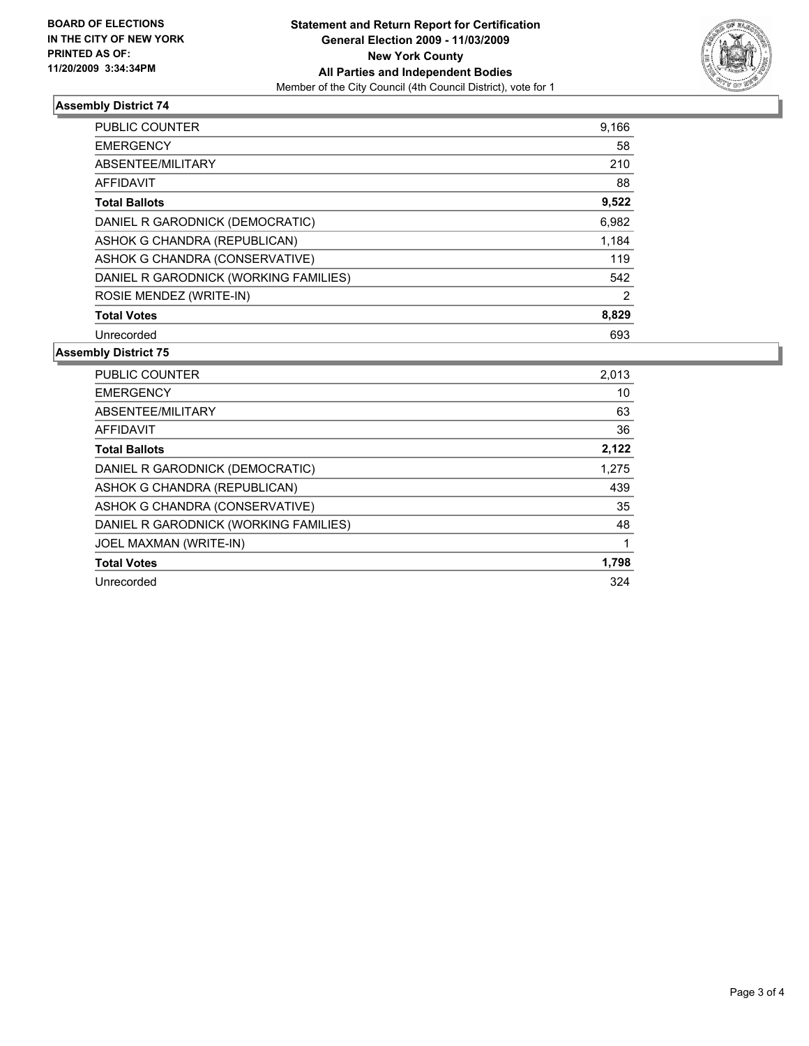**BOARD OF ELECTIONS IN THE CITY OF NEW YORK PRINTED AS OF: 11/20/2009 3:34:34PM**

**Statement and Return Report for Certification**
**General Election 2009 - 11/03/2009**
**New York County**
**All Parties and Independent Bodies**
Member of the City Council (4th Council District), vote for 1

### Assembly District 74

| | |
|---|---|
| PUBLIC COUNTER | 9,166 |
| EMERGENCY | 58 |
| ABSENTEE/MILITARY | 210 |
| AFFIDAVIT | 88 |
| **Total Ballots** | **9,522** |
| DANIEL R GARODNICK (DEMOCRATIC) | 6,982 |
| ASHOK G CHANDRA (REPUBLICAN) | 1,184 |
| ASHOK G CHANDRA (CONSERVATIVE) | 119 |
| DANIEL R GARODNICK (WORKING FAMILIES) | 542 |
| ROSIE MENDEZ (WRITE-IN) | 2 |
| **Total Votes** | **8,829** |
| Unrecorded | 693 |

### Assembly District 75

| | |
|---|---|
| PUBLIC COUNTER | 2,013 |
| EMERGENCY | 10 |
| ABSENTEE/MILITARY | 63 |
| AFFIDAVIT | 36 |
| **Total Ballots** | **2,122** |
| DANIEL R GARODNICK (DEMOCRATIC) | 1,275 |
| ASHOK G CHANDRA (REPUBLICAN) | 439 |
| ASHOK G CHANDRA (CONSERVATIVE) | 35 |
| DANIEL R GARODNICK (WORKING FAMILIES) | 48 |
| JOEL MAXMAN (WRITE-IN) | 1 |
| **Total Votes** | **1,798** |
| Unrecorded | 324 |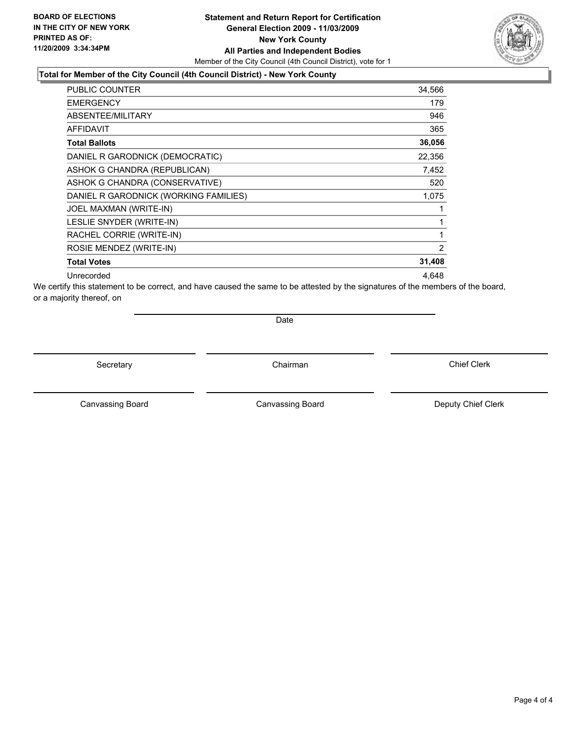**BOARD OF ELECTIONS IN THE CITY OF NEW YORK PRINTED AS OF: 11/20/2009 3:34:34PM**

**Statement and Return Report for Certification**
**General Election 2009 - 11/03/2009**
**New York County**
**All Parties and Independent Bodies**
Member of the City Council (4th Council District), vote for 1

**Total for Member of the City Council (4th Council District) - New York County**

| | |
|---|---|
| PUBLIC COUNTER | 34,566 |
| EMERGENCY | 179 |
| ABSENTEE/MILITARY | 946 |
| AFFIDAVIT | 365 |
| **Total Ballots** | **36,056** |
| DANIEL R GARODNICK (DEMOCRATIC) | 22,356 |
| ASHOK G CHANDRA (REPUBLICAN) | 7,452 |
| ASHOK G CHANDRA (CONSERVATIVE) | 520 |
| DANIEL R GARODNICK (WORKING FAMILIES) | 1,075 |
| JOEL MAXMAN (WRITE-IN) | 1 |
| LESLIE SNYDER (WRITE-IN) | 1 |
| RACHEL CORRIE (WRITE-IN) | 1 |
| ROSIE MENDEZ (WRITE-IN) | 2 |
| **Total Votes** | **31,408** |
| Unrecorded | 4,648 |

We certify this statement to be correct, and have caused the same to be attested by the signatures of the members of the board, or a majority thereof, on

Date

Secretary    Chairman    Chief Clerk

Canvassing Board    Canvassing Board    Deputy Chief Clerk